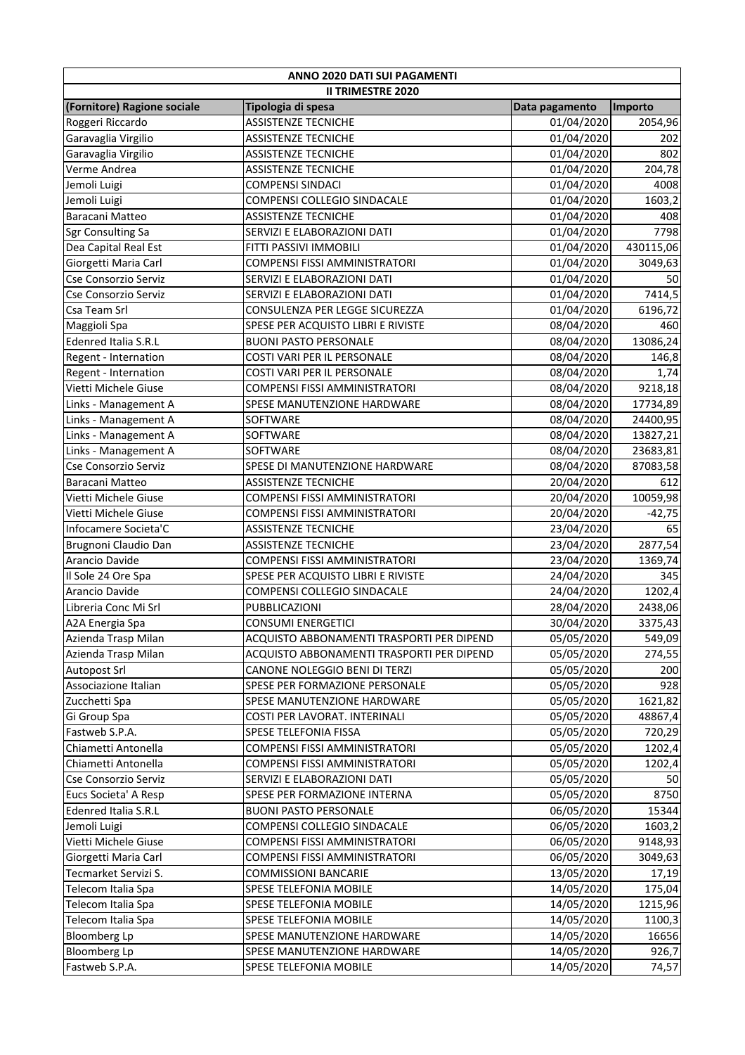| ANNO 2020 DATI SUI PAGAMENTI | | | |
|---|---|---|---|
| II TRIMESTRE 2020 | | | |
| (Fornitore) Ragione sociale | Tipologia di spesa | Data pagamento | Importo |
| Roggeri Riccardo | ASSISTENZE TECNICHE | 01/04/2020 | 2054,96 |
| Garavaglia Virgilio | ASSISTENZE TECNICHE | 01/04/2020 | 202 |
| Garavaglia Virgilio | ASSISTENZE TECNICHE | 01/04/2020 | 802 |
| Verme Andrea | ASSISTENZE TECNICHE | 01/04/2020 | 204,78 |
| Jemoli Luigi | COMPENSI SINDACI | 01/04/2020 | 4008 |
| Jemoli Luigi | COMPENSI COLLEGIO SINDACALE | 01/04/2020 | 1603,2 |
| Baracani Matteo | ASSISTENZE TECNICHE | 01/04/2020 | 408 |
| Sgr Consulting Sa | SERVIZI E ELABORAZIONI DATI | 01/04/2020 | 7798 |
| Dea Capital Real Est | FITTI PASSIVI IMMOBILI | 01/04/2020 | 430115,06 |
| Giorgetti Maria Carl | COMPENSI FISSI AMMINISTRATORI | 01/04/2020 | 3049,63 |
| Cse Consorzio Serviz | SERVIZI E ELABORAZIONI DATI | 01/04/2020 | 50 |
| Cse Consorzio Serviz | SERVIZI E ELABORAZIONI DATI | 01/04/2020 | 7414,5 |
| Csa Team Srl | CONSULENZA PER LEGGE SICUREZZA | 01/04/2020 | 6196,72 |
| Maggioli Spa | SPESE PER ACQUISTO LIBRI E RIVISTE | 08/04/2020 | 460 |
| Edenred Italia S.R.L | BUONI PASTO PERSONALE | 08/04/2020 | 13086,24 |
| Regent - Internation | COSTI VARI PER IL PERSONALE | 08/04/2020 | 146,8 |
| Regent - Internation | COSTI VARI PER IL PERSONALE | 08/04/2020 | 1,74 |
| Vietti Michele Giuse | COMPENSI FISSI AMMINISTRATORI | 08/04/2020 | 9218,18 |
| Links - Management A | SPESE MANUTENZIONE HARDWARE | 08/04/2020 | 17734,89 |
| Links - Management A | SOFTWARE | 08/04/2020 | 24400,95 |
| Links - Management A | SOFTWARE | 08/04/2020 | 13827,21 |
| Links - Management A | SOFTWARE | 08/04/2020 | 23683,81 |
| Cse Consorzio Serviz | SPESE DI MANUTENZIONE HARDWARE | 08/04/2020 | 87083,58 |
| Baracani Matteo | ASSISTENZE TECNICHE | 20/04/2020 | 612 |
| Vietti Michele Giuse | COMPENSI FISSI AMMINISTRATORI | 20/04/2020 | 10059,98 |
| Vietti Michele Giuse | COMPENSI FISSI AMMINISTRATORI | 20/04/2020 | -42,75 |
| Infocamere Societa'C | ASSISTENZE TECNICHE | 23/04/2020 | 65 |
| Brugnoni Claudio Dan | ASSISTENZE TECNICHE | 23/04/2020 | 2877,54 |
| Arancio Davide | COMPENSI FISSI AMMINISTRATORI | 23/04/2020 | 1369,74 |
| Il Sole 24 Ore Spa | SPESE PER ACQUISTO LIBRI E RIVISTE | 24/04/2020 | 345 |
| Arancio Davide | COMPENSI COLLEGIO SINDACALE | 24/04/2020 | 1202,4 |
| Libreria Conc Mi Srl | PUBBLICAZIONI | 28/04/2020 | 2438,06 |
| A2A Energia Spa | CONSUMI ENERGETICI | 30/04/2020 | 3375,43 |
| Azienda Trasp Milan | ACQUISTO ABBONAMENTI TRASPORTI PER DIPEND | 05/05/2020 | 549,09 |
| Azienda Trasp Milan | ACQUISTO ABBONAMENTI TRASPORTI PER DIPEND | 05/05/2020 | 274,55 |
| Autopost Srl | CANONE NOLEGGIO BENI DI TERZI | 05/05/2020 | 200 |
| Associazione Italian | SPESE PER FORMAZIONE PERSONALE | 05/05/2020 | 928 |
| Zucchetti Spa | SPESE MANUTENZIONE HARDWARE | 05/05/2020 | 1621,82 |
| Gi Group Spa | COSTI PER LAVORAT. INTERINALI | 05/05/2020 | 48867,4 |
| Fastweb S.P.A. | SPESE TELEFONIA FISSA | 05/05/2020 | 720,29 |
| Chiametti Antonella | COMPENSI FISSI AMMINISTRATORI | 05/05/2020 | 1202,4 |
| Chiametti Antonella | COMPENSI FISSI AMMINISTRATORI | 05/05/2020 | 1202,4 |
| Cse Consorzio Serviz | SERVIZI E ELABORAZIONI DATI | 05/05/2020 | 50 |
| Eucs Societa' A Resp | SPESE PER FORMAZIONE INTERNA | 05/05/2020 | 8750 |
| Edenred Italia S.R.L | BUONI PASTO PERSONALE | 06/05/2020 | 15344 |
| Jemoli Luigi | COMPENSI COLLEGIO SINDACALE | 06/05/2020 | 1603,2 |
| Vietti Michele Giuse | COMPENSI FISSI AMMINISTRATORI | 06/05/2020 | 9148,93 |
| Giorgetti Maria Carl | COMPENSI FISSI AMMINISTRATORI | 06/05/2020 | 3049,63 |
| Tecmarket Servizi S. | COMMISSIONI BANCARIE | 13/05/2020 | 17,19 |
| Telecom Italia Spa | SPESE TELEFONIA MOBILE | 14/05/2020 | 175,04 |
| Telecom Italia Spa | SPESE TELEFONIA MOBILE | 14/05/2020 | 1215,96 |
| Telecom Italia Spa | SPESE TELEFONIA MOBILE | 14/05/2020 | 1100,3 |
| Bloomberg Lp | SPESE MANUTENZIONE HARDWARE | 14/05/2020 | 16656 |
| Bloomberg Lp | SPESE MANUTENZIONE HARDWARE | 14/05/2020 | 926,7 |
| Fastweb S.P.A. | SPESE TELEFONIA MOBILE | 14/05/2020 | 74,57 |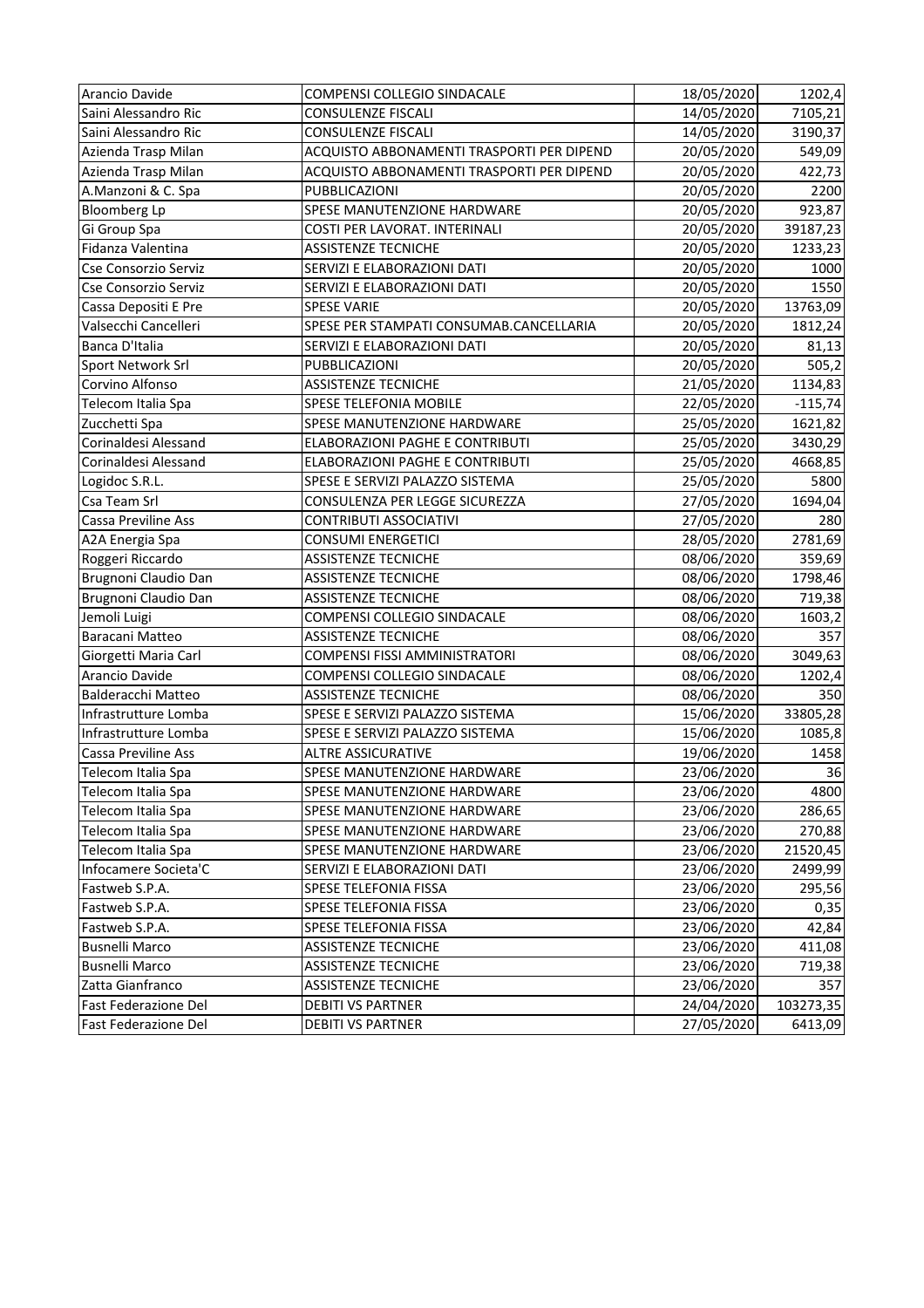| | | | |
|---|---|---|---|
| Arancio Davide | COMPENSI COLLEGIO SINDACALE | 18/05/2020 | 1202,4 |
| Saini Alessandro Ric | CONSULENZE FISCALI | 14/05/2020 | 7105,21 |
| Saini Alessandro Ric | CONSULENZE FISCALI | 14/05/2020 | 3190,37 |
| Azienda Trasp Milan | ACQUISTO ABBONAMENTI TRASPORTI PER DIPEND | 20/05/2020 | 549,09 |
| Azienda Trasp Milan | ACQUISTO ABBONAMENTI TRASPORTI PER DIPEND | 20/05/2020 | 422,73 |
| A.Manzoni & C. Spa | PUBBLICAZIONI | 20/05/2020 | 2200 |
| Bloomberg Lp | SPESE MANUTENZIONE HARDWARE | 20/05/2020 | 923,87 |
| Gi Group Spa | COSTI PER LAVORAT. INTERINALI | 20/05/2020 | 39187,23 |
| Fidanza Valentina | ASSISTENZE TECNICHE | 20/05/2020 | 1233,23 |
| Cse Consorzio Serviz | SERVIZI E ELABORAZIONI DATI | 20/05/2020 | 1000 |
| Cse Consorzio Serviz | SERVIZI E ELABORAZIONI DATI | 20/05/2020 | 1550 |
| Cassa Depositi E Pre | SPESE VARIE | 20/05/2020 | 13763,09 |
| Valsecchi Cancelleri | SPESE PER STAMPATI CONSUMAB.CANCELLARIA | 20/05/2020 | 1812,24 |
| Banca D'Italia | SERVIZI E ELABORAZIONI DATI | 20/05/2020 | 81,13 |
| Sport Network Srl | PUBBLICAZIONI | 20/05/2020 | 505,2 |
| Corvino Alfonso | ASSISTENZE TECNICHE | 21/05/2020 | 1134,83 |
| Telecom Italia Spa | SPESE TELEFONIA MOBILE | 22/05/2020 | -115,74 |
| Zucchetti Spa | SPESE MANUTENZIONE HARDWARE | 25/05/2020 | 1621,82 |
| Corinaldesi Alessand | ELABORAZIONI PAGHE E CONTRIBUTI | 25/05/2020 | 3430,29 |
| Corinaldesi Alessand | ELABORAZIONI PAGHE E CONTRIBUTI | 25/05/2020 | 4668,85 |
| Logidoc S.R.L. | SPESE E SERVIZI PALAZZO SISTEMA | 25/05/2020 | 5800 |
| Csa Team Srl | CONSULENZA PER LEGGE SICUREZZA | 27/05/2020 | 1694,04 |
| Cassa Previline Ass | CONTRIBUTI ASSOCIATIVI | 27/05/2020 | 280 |
| A2A Energia Spa | CONSUMI ENERGETICI | 28/05/2020 | 2781,69 |
| Roggeri Riccardo | ASSISTENZE TECNICHE | 08/06/2020 | 359,69 |
| Brugnoni Claudio Dan | ASSISTENZE TECNICHE | 08/06/2020 | 1798,46 |
| Brugnoni Claudio Dan | ASSISTENZE TECNICHE | 08/06/2020 | 719,38 |
| Jemoli Luigi | COMPENSI COLLEGIO SINDACALE | 08/06/2020 | 1603,2 |
| Baracani Matteo | ASSISTENZE TECNICHE | 08/06/2020 | 357 |
| Giorgetti Maria Carl | COMPENSI FISSI AMMINISTRATORI | 08/06/2020 | 3049,63 |
| Arancio Davide | COMPENSI COLLEGIO SINDACALE | 08/06/2020 | 1202,4 |
| Balderacchi Matteo | ASSISTENZE TECNICHE | 08/06/2020 | 350 |
| Infrastrutture Lomba | SPESE E SERVIZI PALAZZO SISTEMA | 15/06/2020 | 33805,28 |
| Infrastrutture Lomba | SPESE E SERVIZI PALAZZO SISTEMA | 15/06/2020 | 1085,8 |
| Cassa Previline Ass | ALTRE ASSICURATIVE | 19/06/2020 | 1458 |
| Telecom Italia Spa | SPESE MANUTENZIONE HARDWARE | 23/06/2020 | 36 |
| Telecom Italia Spa | SPESE MANUTENZIONE HARDWARE | 23/06/2020 | 4800 |
| Telecom Italia Spa | SPESE MANUTENZIONE HARDWARE | 23/06/2020 | 286,65 |
| Telecom Italia Spa | SPESE MANUTENZIONE HARDWARE | 23/06/2020 | 270,88 |
| Telecom Italia Spa | SPESE MANUTENZIONE HARDWARE | 23/06/2020 | 21520,45 |
| Infocamere Societa'C | SERVIZI E ELABORAZIONI DATI | 23/06/2020 | 2499,99 |
| Fastweb S.P.A. | SPESE TELEFONIA FISSA | 23/06/2020 | 295,56 |
| Fastweb S.P.A. | SPESE TELEFONIA FISSA | 23/06/2020 | 0,35 |
| Fastweb S.P.A. | SPESE TELEFONIA FISSA | 23/06/2020 | 42,84 |
| Busnelli Marco | ASSISTENZE TECNICHE | 23/06/2020 | 411,08 |
| Busnelli Marco | ASSISTENZE TECNICHE | 23/06/2020 | 719,38 |
| Zatta Gianfranco | ASSISTENZE TECNICHE | 23/06/2020 | 357 |
| Fast Federazione Del | DEBITI VS PARTNER | 24/04/2020 | 103273,35 |
| Fast Federazione Del | DEBITI VS PARTNER | 27/05/2020 | 6413,09 |